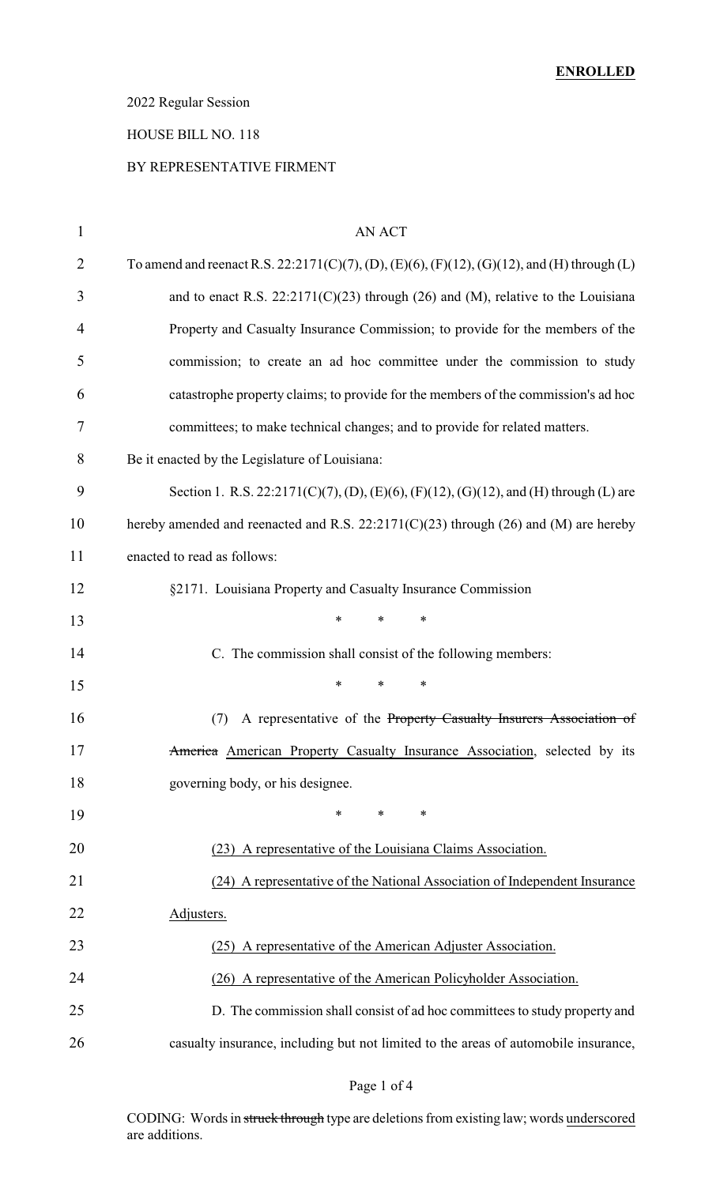**ENROLLED**

2022 Regular Session

HOUSE BILL NO. 118

BY REPRESENTATIVE FIRMENT

AN ACT

To amend and reenact R.S. 22:2171(C)(7), (D), (E)(6), (F)(12), (G)(12), and (H) through (L) and to enact R.S. 22:2171(C)(23) through (26) and (M), relative to the Louisiana Property and Casualty Insurance Commission; to provide for the members of the commission; to create an ad hoc committee under the commission to study catastrophe property claims; to provide for the members of the commission's ad hoc committees; to make technical changes; and to provide for related matters.

Be it enacted by the Legislature of Louisiana:

Section 1. R.S. 22:2171(C)(7), (D), (E)(6), (F)(12), (G)(12), and (H) through (L) are hereby amended and reenacted and R.S. 22:2171(C)(23) through (26) and (M) are hereby enacted to read as follows:

§2171. Louisiana Property and Casualty Insurance Commission

\* \* \*

C. The commission shall consist of the following members:

\* \* \*

(7) A representative of the ~~Property Casualty Insurers Association of America~~ <u>American Property Casualty Insurance Association</u>, selected by its governing body, or his designee.

\* \* \*

<u>(23) A representative of the Louisiana Claims Association.</u>

<u>(24) A representative of the National Association of Independent Insurance Adjusters.</u>

<u>(25) A representative of the American Adjuster Association.</u>

<u>(26) A representative of the American Policyholder Association.</u>

D. The commission shall consist of ad hoc committees to study property and casualty insurance, including but not limited to the areas of automobile insurance,

CODING: Words in ~~struck through~~ type are deletions from existing law; words <u>underscored</u> are additions.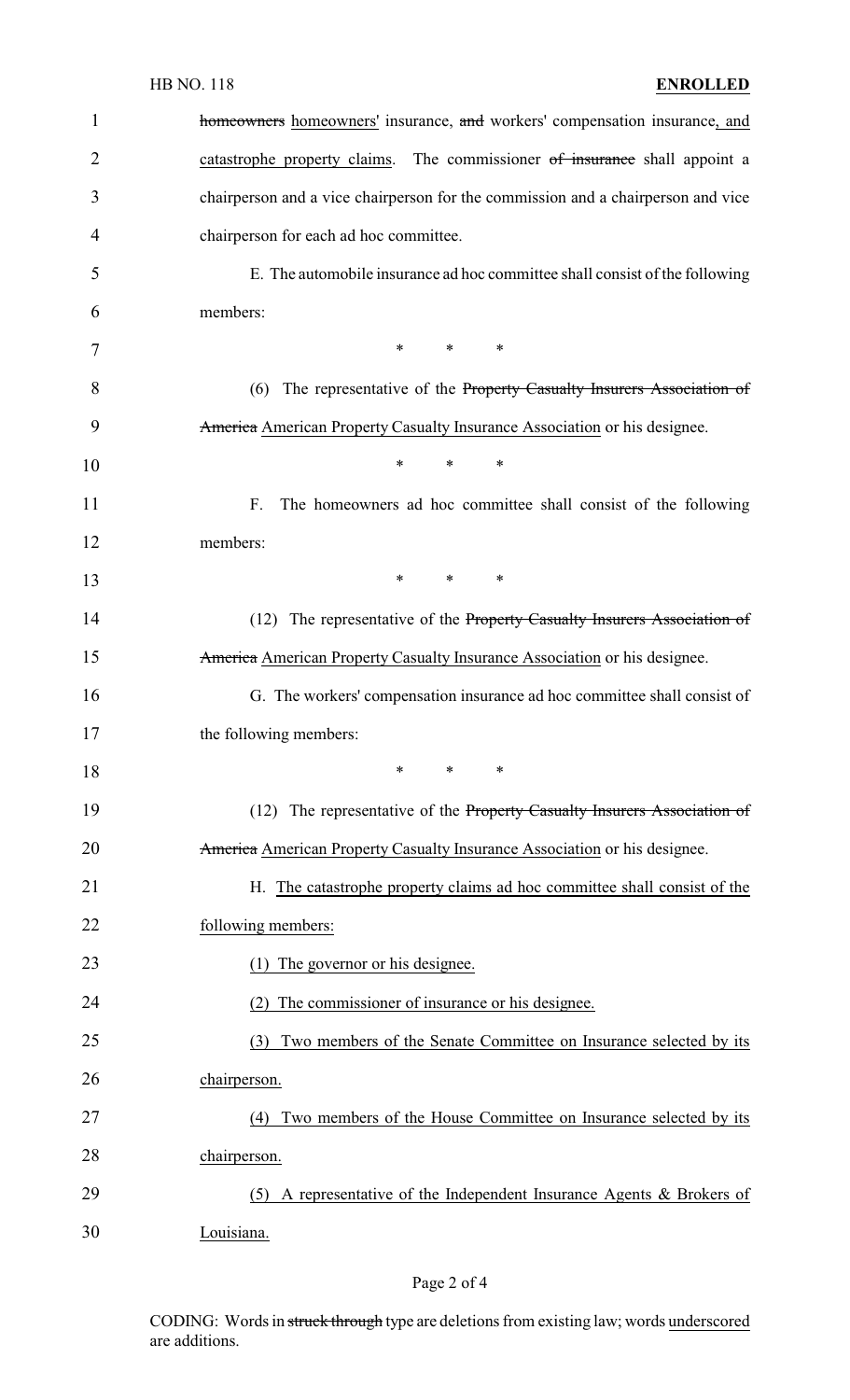homeowners homeowners' insurance, and workers' compensation insurance, and catastrophe property claims. The commissioner of insurance shall appoint a chairperson and a vice chairperson for the commission and a chairperson and vice chairperson for each ad hoc committee.

E. The automobile insurance ad hoc committee shall consist of the following members:

\* \* \*

(6) The representative of the Property Casualty Insurers Association of America American Property Casualty Insurance Association or his designee.

\* \* \*

F. The homeowners ad hoc committee shall consist of the following members:

\* \* \*

(12) The representative of the Property Casualty Insurers Association of America American Property Casualty Insurance Association or his designee.

G. The workers' compensation insurance ad hoc committee shall consist of the following members:

\* \* \*

(12) The representative of the Property Casualty Insurers Association of America American Property Casualty Insurance Association or his designee.

H. The catastrophe property claims ad hoc committee shall consist of the following members:

(1) The governor or his designee.

(2) The commissioner of insurance or his designee.

(3) Two members of the Senate Committee on Insurance selected by its chairperson.

(4) Two members of the House Committee on Insurance selected by its chairperson.

(5) A representative of the Independent Insurance Agents & Brokers of Louisiana.

CODING: Words in struck through type are deletions from existing law; words underscored are additions.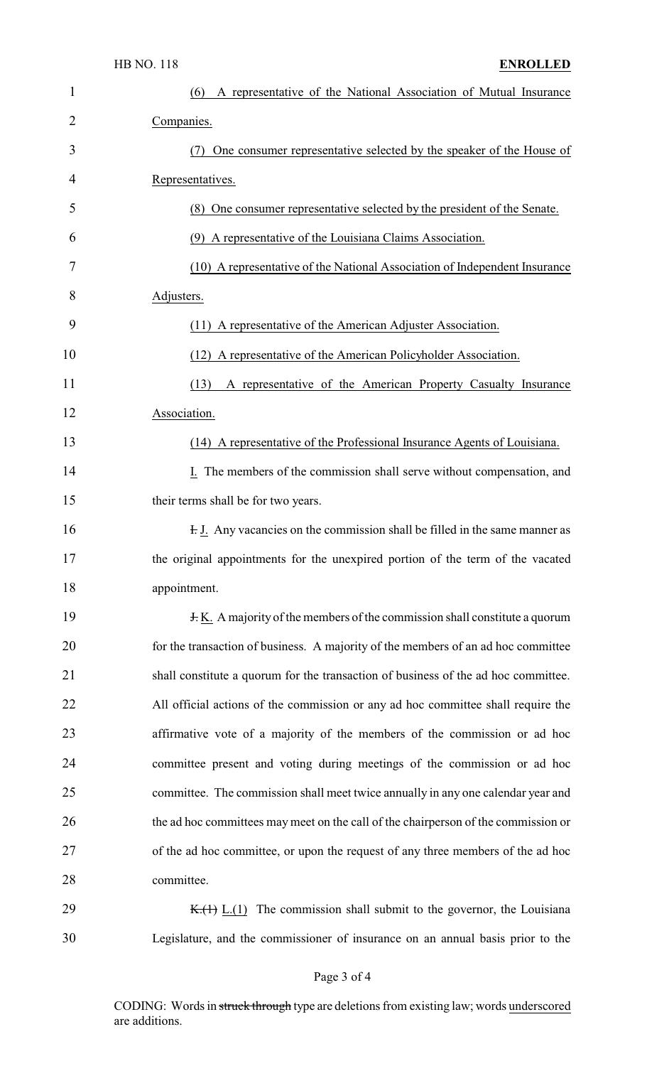(6) A representative of the National Association of Mutual Insurance Companies.

(7) One consumer representative selected by the speaker of the House of Representatives.

(8) One consumer representative selected by the president of the Senate.

(9) A representative of the Louisiana Claims Association.

(10) A representative of the National Association of Independent Insurance Adjusters.

(11) A representative of the American Adjuster Association.

(12) A representative of the American Policyholder Association.

(13) A representative of the American Property Casualty Insurance Association.

(14) A representative of the Professional Insurance Agents of Louisiana.

I. The members of the commission shall serve without compensation, and their terms shall be for two years.

~~I.~~ J. Any vacancies on the commission shall be filled in the same manner as the original appointments for the unexpired portion of the term of the vacated appointment.

~~J.~~ K. A majority of the members of the commission shall constitute a quorum for the transaction of business. A majority of the members of an ad hoc committee shall constitute a quorum for the transaction of business of the ad hoc committee. All official actions of the commission or any ad hoc committee shall require the affirmative vote of a majority of the members of the commission or ad hoc committee present and voting during meetings of the commission or ad hoc committee. The commission shall meet twice annually in any one calendar year and the ad hoc committees may meet on the call of the chairperson of the commission or of the ad hoc committee, or upon the request of any three members of the ad hoc committee.

~~K.(1)~~ L.(1) The commission shall submit to the governor, the Louisiana Legislature, and the commissioner of insurance on an annual basis prior to the

CODING: Words in ~~struck through~~ type are deletions from existing law; words underscored are additions.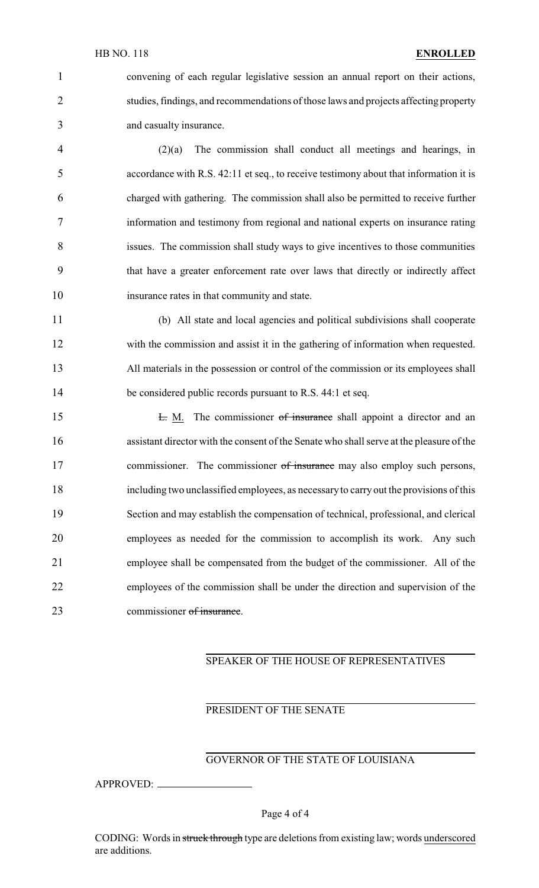convening of each regular legislative session an annual report on their actions, studies, findings, and recommendations of those laws and projects affecting property and casualty insurance.

(2)(a) The commission shall conduct all meetings and hearings, in accordance with R.S. 42:11 et seq., to receive testimony about that information it is charged with gathering. The commission shall also be permitted to receive further information and testimony from regional and national experts on insurance rating issues. The commission shall study ways to give incentives to those communities that have a greater enforcement rate over laws that directly or indirectly affect insurance rates in that community and state.

(b) All state and local agencies and political subdivisions shall cooperate with the commission and assist it in the gathering of information when requested. All materials in the possession or control of the commission or its employees shall be considered public records pursuant to R.S. 44:1 et seq.

~~L.~~ M. The commissioner ~~of insurance~~ shall appoint a director and an assistant director with the consent of the Senate who shall serve at the pleasure of the commissioner. The commissioner ~~of insurance~~ may also employ such persons, including two unclassified employees, as necessary to carry out the provisions of this Section and may establish the compensation of technical, professional, and clerical employees as needed for the commission to accomplish its work. Any such employee shall be compensated from the budget of the commissioner. All of the employees of the commission shall be under the direction and supervision of the commissioner ~~of insurance~~.

SPEAKER OF THE HOUSE OF REPRESENTATIVES

PRESIDENT OF THE SENATE

GOVERNOR OF THE STATE OF LOUISIANA

APPROVED: \_\_\_\_\_\_\_\_\_\_\_\_\_\_\_\_\_\_

CODING: Words in ~~struck through~~ type are deletions from existing law; words underscored are additions.